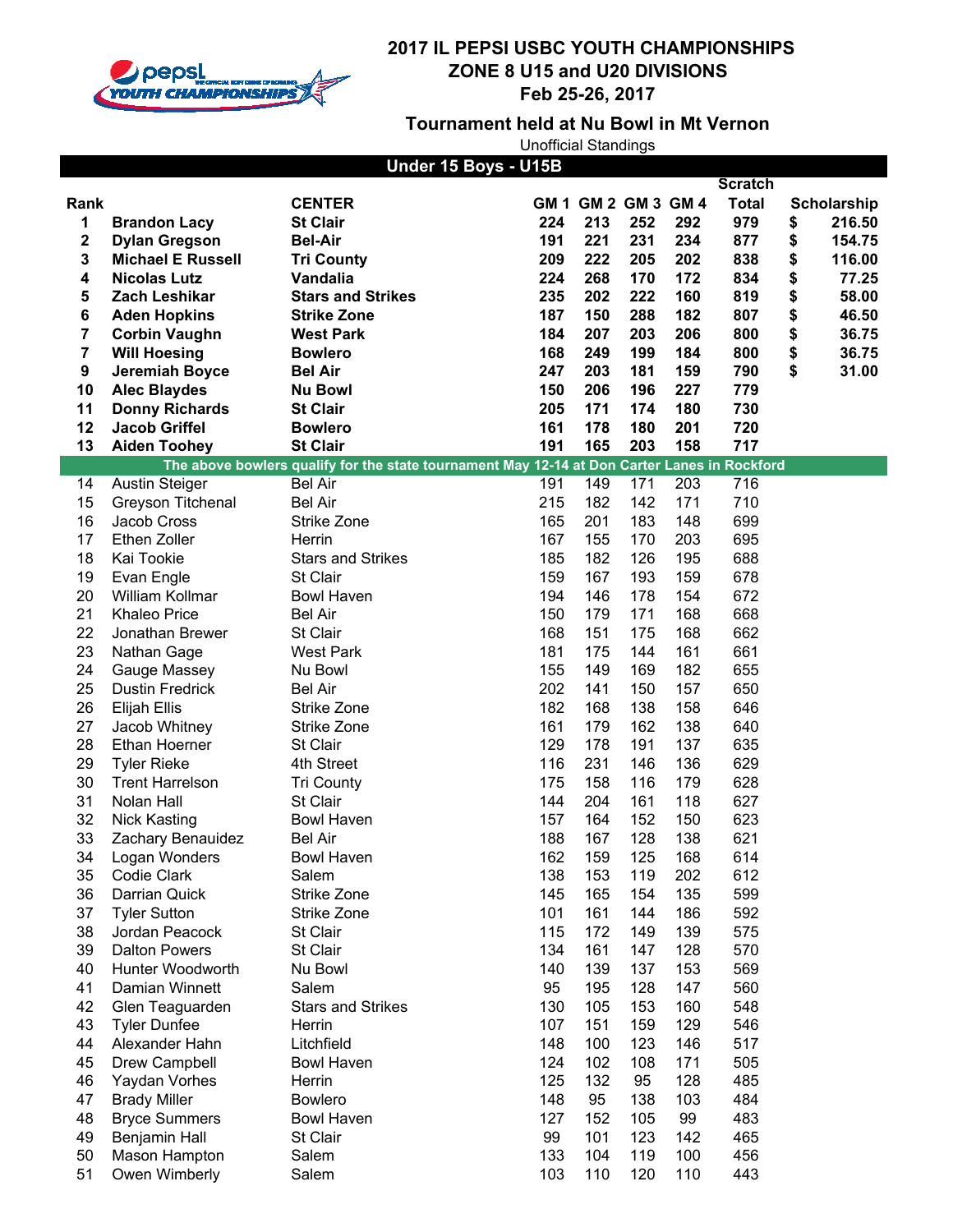# 2017 IL PEPSI USBC YOUTH CHAMPIONSHIPS
# ZONE 8 U15 and U20 DIVISIONS
# Feb 25-26, 2017

## Tournament held at Nu Bowl in Mt Vernon

Unofficial Standings

### Under 15 Boys - U15B

| Rank | | CENTER | GM 1 | GM 2 | GM 3 | GM 4 | Scratch Total | Scholarship |
|---|---|---|---|---|---|---|---|---|
| **1** | **Brandon Lacy** | **St Clair** | **224** | **213** | **252** | **292** | **979** | **$ 216.50** |
| **2** | **Dylan Gregson** | **Bel-Air** | **191** | **221** | **231** | **234** | **877** | **$ 154.75** |
| **3** | **Michael E Russell** | **Tri County** | **209** | **222** | **205** | **202** | **838** | **$ 116.00** |
| **4** | **Nicolas Lutz** | **Vandalia** | **224** | **268** | **170** | **172** | **834** | **$ 77.25** |
| **5** | **Zach Leshikar** | **Stars and Strikes** | **235** | **202** | **222** | **160** | **819** | **$ 58.00** |
| **6** | **Aden Hopkins** | **Strike Zone** | **187** | **150** | **288** | **182** | **807** | **$ 46.50** |
| **7** | **Corbin Vaughn** | **West Park** | **184** | **207** | **203** | **206** | **800** | **$ 36.75** |
| **7** | **Will Hoesing** | **Bowlero** | **168** | **249** | **199** | **184** | **800** | **$ 36.75** |
| **9** | **Jeremiah Boyce** | **Bel Air** | **247** | **203** | **181** | **159** | **790** | **$ 31.00** |
| **10** | **Alec Blaydes** | **Nu Bowl** | **150** | **206** | **196** | **227** | **779** | |
| **11** | **Donny Richards** | **St Clair** | **205** | **171** | **174** | **180** | **730** | |
| **12** | **Jacob Griffel** | **Bowlero** | **161** | **178** | **180** | **201** | **720** | |
| **13** | **Aiden Toohey** | **St Clair** | **191** | **165** | **203** | **158** | **717** | |
| **The above bowlers qualify for the state tournament May 12-14 at Don Carter Lanes in Rockford** | | | | | | | | |
| 14 | Austin Steiger | Bel Air | 191 | 149 | 171 | 203 | 716 | |
| 15 | Greyson Titchenal | Bel Air | 215 | 182 | 142 | 171 | 710 | |
| 16 | Jacob Cross | Strike Zone | 165 | 201 | 183 | 148 | 699 | |
| 17 | Ethen Zoller | Herrin | 167 | 155 | 170 | 203 | 695 | |
| 18 | Kai Tookie | Stars and Strikes | 185 | 182 | 126 | 195 | 688 | |
| 19 | Evan Engle | St Clair | 159 | 167 | 193 | 159 | 678 | |
| 20 | William Kollmar | Bowl Haven | 194 | 146 | 178 | 154 | 672 | |
| 21 | Khaleo Price | Bel Air | 150 | 179 | 171 | 168 | 668 | |
| 22 | Jonathan Brewer | St Clair | 168 | 151 | 175 | 168 | 662 | |
| 23 | Nathan Gage | West Park | 181 | 175 | 144 | 161 | 661 | |
| 24 | Gauge Massey | Nu Bowl | 155 | 149 | 169 | 182 | 655 | |
| 25 | Dustin Fredrick | Bel Air | 202 | 141 | 150 | 157 | 650 | |
| 26 | Elijah Ellis | Strike Zone | 182 | 168 | 138 | 158 | 646 | |
| 27 | Jacob Whitney | Strike Zone | 161 | 179 | 162 | 138 | 640 | |
| 28 | Ethan Hoerner | St Clair | 129 | 178 | 191 | 137 | 635 | |
| 29 | Tyler Rieke | 4th Street | 116 | 231 | 146 | 136 | 629 | |
| 30 | Trent Harrelson | Tri County | 175 | 158 | 116 | 179 | 628 | |
| 31 | Nolan Hall | St Clair | 144 | 204 | 161 | 118 | 627 | |
| 32 | Nick Kasting | Bowl Haven | 157 | 164 | 152 | 150 | 623 | |
| 33 | Zachary Benauidez | Bel Air | 188 | 167 | 128 | 138 | 621 | |
| 34 | Logan Wonders | Bowl Haven | 162 | 159 | 125 | 168 | 614 | |
| 35 | Codie Clark | Salem | 138 | 153 | 119 | 202 | 612 | |
| 36 | Darrian Quick | Strike Zone | 145 | 165 | 154 | 135 | 599 | |
| 37 | Tyler Sutton | Strike Zone | 101 | 161 | 144 | 186 | 592 | |
| 38 | Jordan Peacock | St Clair | 115 | 172 | 149 | 139 | 575 | |
| 39 | Dalton Powers | St Clair | 134 | 161 | 147 | 128 | 570 | |
| 40 | Hunter Woodworth | Nu Bowl | 140 | 139 | 137 | 153 | 569 | |
| 41 | Damian Winnett | Salem | 95 | 195 | 128 | 147 | 560 | |
| 42 | Glen Teaguarden | Stars and Strikes | 130 | 105 | 153 | 160 | 548 | |
| 43 | Tyler Dunfee | Herrin | 107 | 151 | 159 | 129 | 546 | |
| 44 | Alexander Hahn | Litchfield | 148 | 100 | 123 | 146 | 517 | |
| 45 | Drew Campbell | Bowl Haven | 124 | 102 | 108 | 171 | 505 | |
| 46 | Yaydan Vorhes | Herrin | 125 | 132 | 95 | 128 | 485 | |
| 47 | Brady Miller | Bowlero | 148 | 95 | 138 | 103 | 484 | |
| 48 | Bryce Summers | Bowl Haven | 127 | 152 | 105 | 99 | 483 | |
| 49 | Benjamin Hall | St Clair | 99 | 101 | 123 | 142 | 465 | |
| 50 | Mason Hampton | Salem | 133 | 104 | 119 | 100 | 456 | |
| 51 | Owen Wimberly | Salem | 103 | 110 | 120 | 110 | 443 | |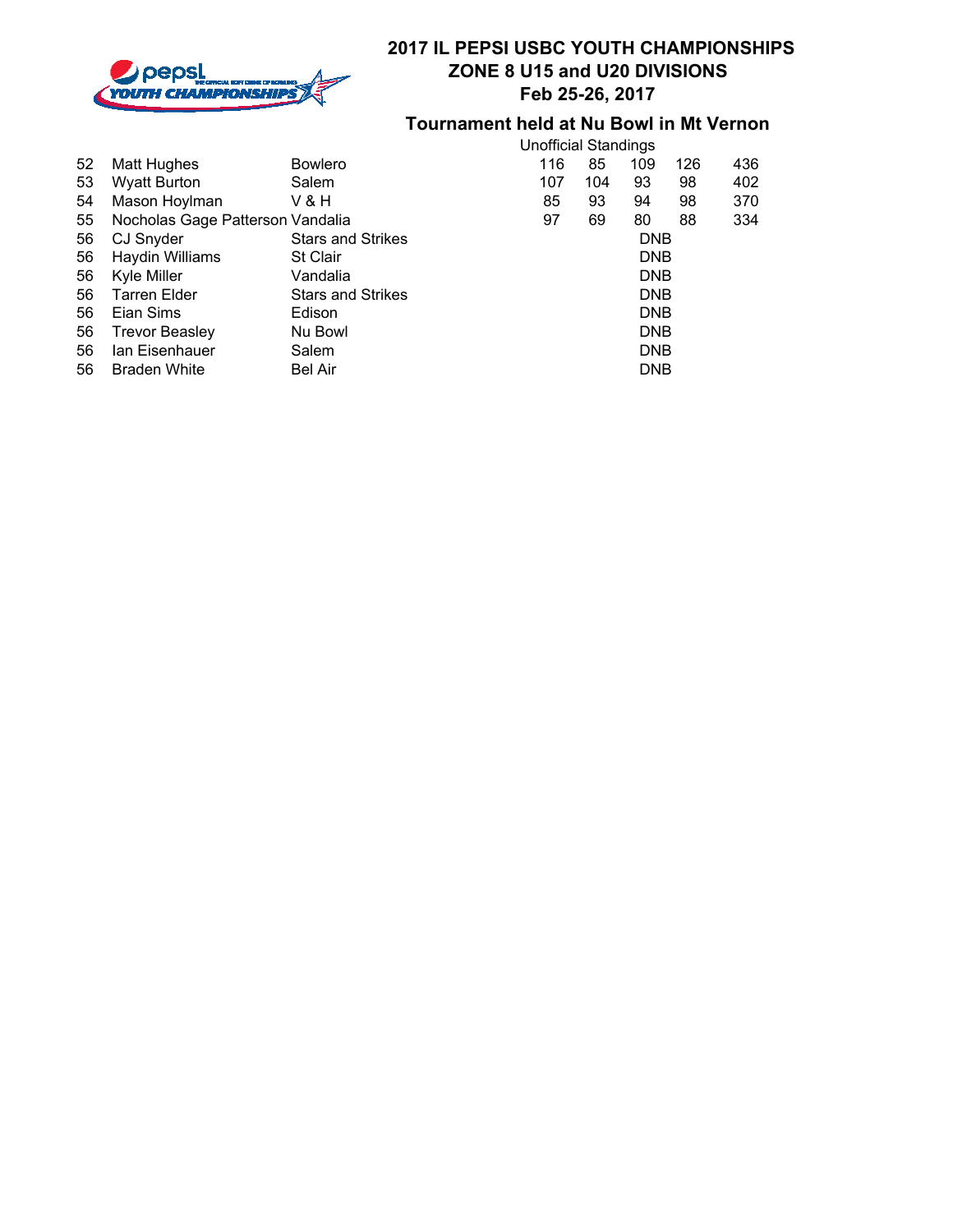## 2017 IL PEPSI USBC YOUTH CHAMPIONSHIPS
## ZONE 8 U15 and U20 DIVISIONS
## Feb 25-26, 2017

### Tournament held at Nu Bowl in Mt Vernon

Unofficial Standings

| | | | | | | | |
|---|---|---|---|---|---|---|---|
| 52 | Matt Hughes | Bowlero | 116 | 85 | 109 | 126 | 436 |
| 53 | Wyatt Burton | Salem | 107 | 104 | 93 | 98 | 402 |
| 54 | Mason Hoylman | V & H | 85 | 93 | 94 | 98 | 370 |
| 55 | Nocholas Gage Patterson | Vandalia | 97 | 69 | 80 | 88 | 334 |
| 56 | CJ Snyder | Stars and Strikes | | | DNB | | |
| 56 | Haydin Williams | St Clair | | | DNB | | |
| 56 | Kyle Miller | Vandalia | | | DNB | | |
| 56 | Tarren Elder | Stars and Strikes | | | DNB | | |
| 56 | Eian Sims | Edison | | | DNB | | |
| 56 | Trevor Beasley | Nu Bowl | | | DNB | | |
| 56 | Ian Eisenhauer | Salem | | | DNB | | |
| 56 | Braden White | Bel Air | | | DNB | | |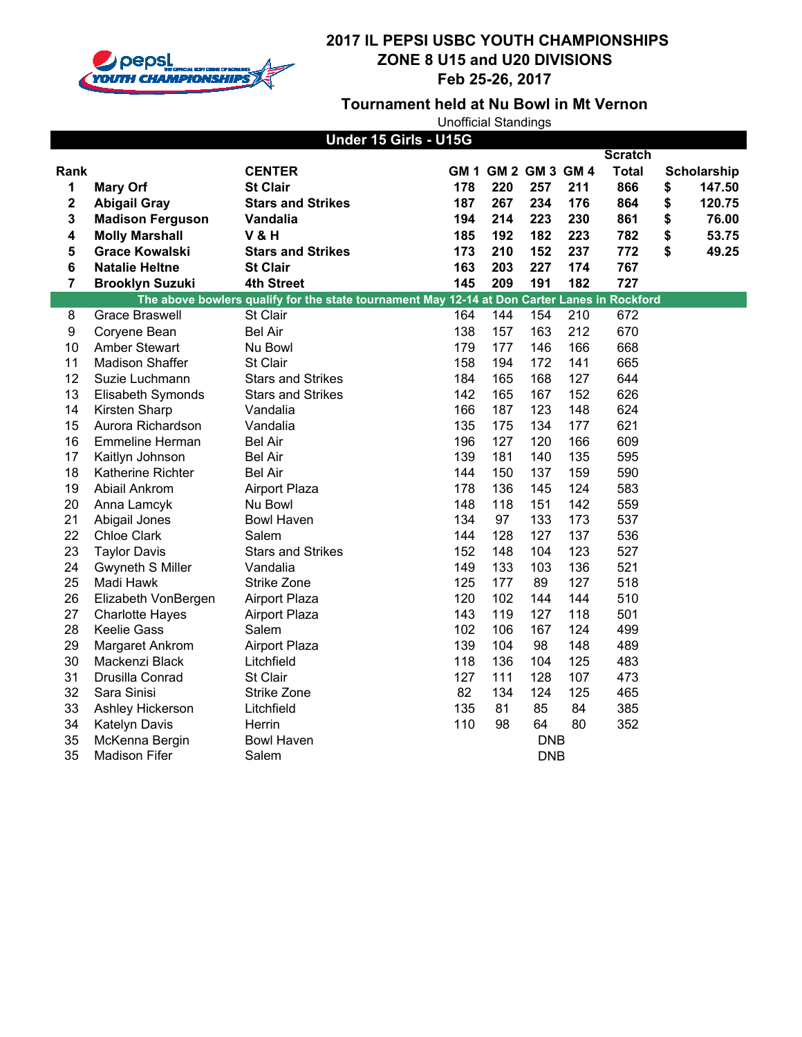# 2017 IL PEPSI USBC YOUTH CHAMPIONSHIPS
## ZONE 8 U15 and U20 DIVISIONS
## Feb 25-26, 2017

### Tournament held at Nu Bowl in Mt Vernon

Unofficial Standings

**Under 15 Girls - U15G**

| Rank | | CENTER | GM 1 | GM 2 | GM 3 | GM 4 | Scratch Total | Scholarship |
|---|---|---|---|---|---|---|---|---|
| **1** | **Mary Orf** | **St Clair** | **178** | **220** | **257** | **211** | **866** | **$ 147.50** |
| **2** | **Abigail Gray** | **Stars and Strikes** | **187** | **267** | **234** | **176** | **864** | **$ 120.75** |
| **3** | **Madison Ferguson** | **Vandalia** | **194** | **214** | **223** | **230** | **861** | **$ 76.00** |
| **4** | **Molly Marshall** | **V & H** | **185** | **192** | **182** | **223** | **782** | **$ 53.75** |
| **5** | **Grace Kowalski** | **Stars and Strikes** | **173** | **210** | **152** | **237** | **772** | **$ 49.25** |
| **6** | **Natalie Heltne** | **St Clair** | **163** | **203** | **227** | **174** | **767** | |
| **7** | **Brooklyn Suzuki** | **4th Street** | **145** | **209** | **191** | **182** | **727** | |
| | **The above bowlers qualify for the state tournament May 12-14 at Don Carter Lanes in Rockford** | | | | | | | |
| 8 | Grace Braswell | St Clair | 164 | 144 | 154 | 210 | 672 | |
| 9 | Coryene Bean | Bel Air | 138 | 157 | 163 | 212 | 670 | |
| 10 | Amber Stewart | Nu Bowl | 179 | 177 | 146 | 166 | 668 | |
| 11 | Madison Shaffer | St Clair | 158 | 194 | 172 | 141 | 665 | |
| 12 | Suzie Luchmann | Stars and Strikes | 184 | 165 | 168 | 127 | 644 | |
| 13 | Elisabeth Symonds | Stars and Strikes | 142 | 165 | 167 | 152 | 626 | |
| 14 | Kirsten Sharp | Vandalia | 166 | 187 | 123 | 148 | 624 | |
| 15 | Aurora Richardson | Vandalia | 135 | 175 | 134 | 177 | 621 | |
| 16 | Emmeline Herman | Bel Air | 196 | 127 | 120 | 166 | 609 | |
| 17 | Kaitlyn Johnson | Bel Air | 139 | 181 | 140 | 135 | 595 | |
| 18 | Katherine Richter | Bel Air | 144 | 150 | 137 | 159 | 590 | |
| 19 | Abiail Ankrom | Airport Plaza | 178 | 136 | 145 | 124 | 583 | |
| 20 | Anna Lamcyk | Nu Bowl | 148 | 118 | 151 | 142 | 559 | |
| 21 | Abigail Jones | Bowl Haven | 134 | 97 | 133 | 173 | 537 | |
| 22 | Chloe Clark | Salem | 144 | 128 | 127 | 137 | 536 | |
| 23 | Taylor Davis | Stars and Strikes | 152 | 148 | 104 | 123 | 527 | |
| 24 | Gwyneth S Miller | Vandalia | 149 | 133 | 103 | 136 | 521 | |
| 25 | Madi Hawk | Strike Zone | 125 | 177 | 89 | 127 | 518 | |
| 26 | Elizabeth VonBergen | Airport Plaza | 120 | 102 | 144 | 144 | 510 | |
| 27 | Charlotte Hayes | Airport Plaza | 143 | 119 | 127 | 118 | 501 | |
| 28 | Keelie Gass | Salem | 102 | 106 | 167 | 124 | 499 | |
| 29 | Margaret Ankrom | Airport Plaza | 139 | 104 | 98 | 148 | 489 | |
| 30 | Mackenzi Black | Litchfield | 118 | 136 | 104 | 125 | 483 | |
| 31 | Drusilla Conrad | St Clair | 127 | 111 | 128 | 107 | 473 | |
| 32 | Sara Sinisi | Strike Zone | 82 | 134 | 124 | 125 | 465 | |
| 33 | Ashley Hickerson | Litchfield | 135 | 81 | 85 | 84 | 385 | |
| 34 | Katelyn Davis | Herrin | 110 | 98 | 64 | 80 | 352 | |
| 35 | McKenna Bergin | Bowl Haven | | | DNB | | | |
| 35 | Madison Fifer | Salem | | | DNB | | | |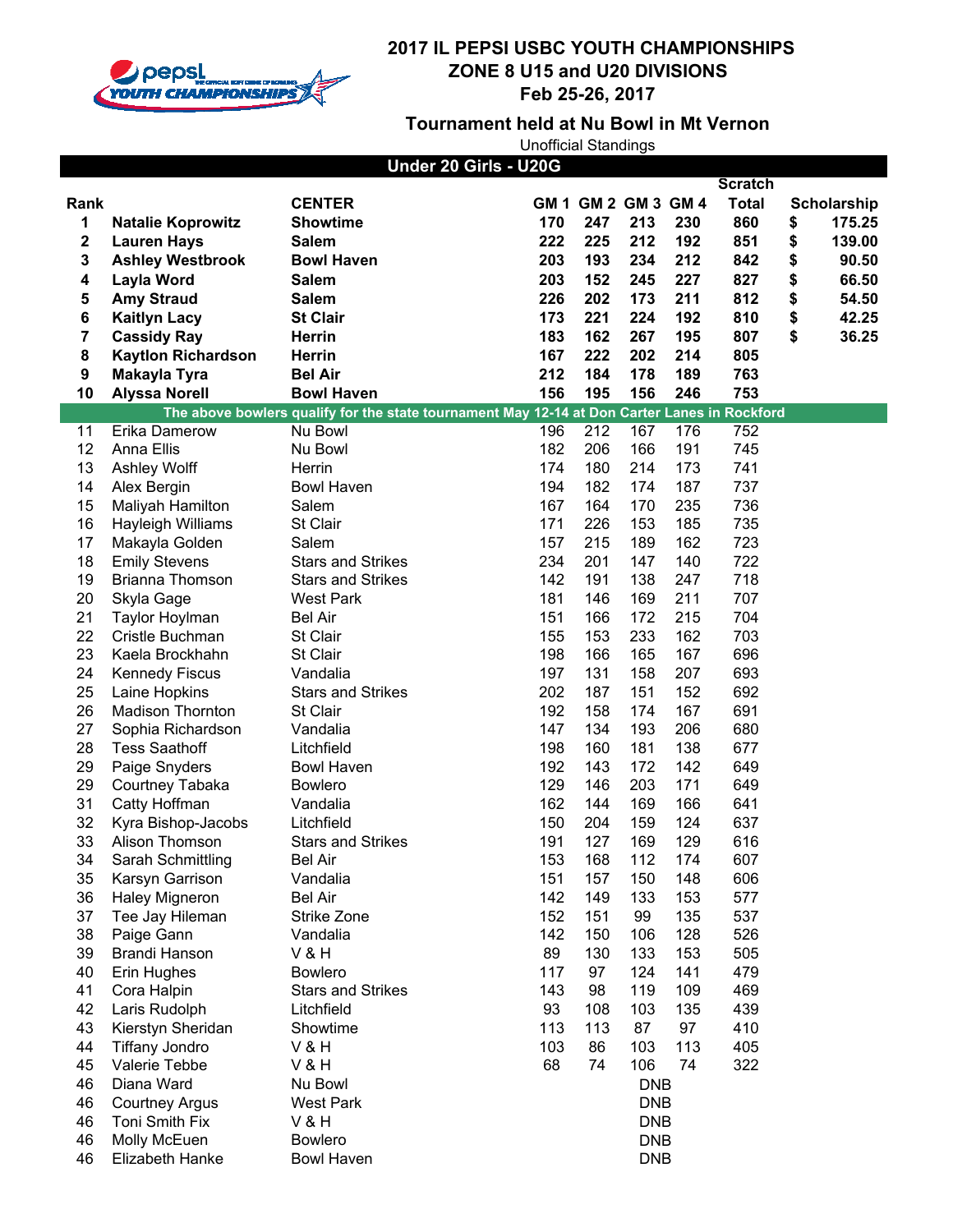# 2017 IL PEPSI USBC YOUTH CHAMPIONSHIPS
## ZONE 8 U15 and U20 DIVISIONS
## Feb 25-26, 2017

### Tournament held at Nu Bowl in Mt Vernon

Unofficial Standings

**Under 20 Girls - U20G**

| Rank | | CENTER | GM 1 | GM 2 | GM 3 | GM 4 | Scratch Total | Scholarship |
|---|---|---|---|---|---|---|---|---|
| **1** | **Natalie Koprowitz** | **Showtime** | **170** | **247** | **213** | **230** | **860** | **$ 175.25** |
| **2** | **Lauren Hays** | **Salem** | **222** | **225** | **212** | **192** | **851** | **$ 139.00** |
| **3** | **Ashley Westbrook** | **Bowl Haven** | **203** | **193** | **234** | **212** | **842** | **$ 90.50** |
| **4** | **Layla Word** | **Salem** | **203** | **152** | **245** | **227** | **827** | **$ 66.50** |
| **5** | **Amy Straud** | **Salem** | **226** | **202** | **173** | **211** | **812** | **$ 54.50** |
| **6** | **Kaitlyn Lacy** | **St Clair** | **173** | **221** | **224** | **192** | **810** | **$ 42.25** |
| **7** | **Cassidy Ray** | **Herrin** | **183** | **162** | **267** | **195** | **807** | **$ 36.25** |
| **8** | **Kaytlon Richardson** | **Herrin** | **167** | **222** | **202** | **214** | **805** | |
| **9** | **Makayla Tyra** | **Bel Air** | **212** | **184** | **178** | **189** | **763** | |
| **10** | **Alyssa Norell** | **Bowl Haven** | **156** | **195** | **156** | **246** | **753** | |
| | **The above bowlers qualify for the state tournament May 12-14 at Don Carter Lanes in Rockford** | | | | | | | |
| 11 | Erika Damerow | Nu Bowl | 196 | 212 | 167 | 176 | 752 | |
| 12 | Anna Ellis | Nu Bowl | 182 | 206 | 166 | 191 | 745 | |
| 13 | Ashley Wolff | Herrin | 174 | 180 | 214 | 173 | 741 | |
| 14 | Alex Bergin | Bowl Haven | 194 | 182 | 174 | 187 | 737 | |
| 15 | Maliyah Hamilton | Salem | 167 | 164 | 170 | 235 | 736 | |
| 16 | Hayleigh Williams | St Clair | 171 | 226 | 153 | 185 | 735 | |
| 17 | Makayla Golden | Salem | 157 | 215 | 189 | 162 | 723 | |
| 18 | Emily Stevens | Stars and Strikes | 234 | 201 | 147 | 140 | 722 | |
| 19 | Brianna Thomson | Stars and Strikes | 142 | 191 | 138 | 247 | 718 | |
| 20 | Skyla Gage | West Park | 181 | 146 | 169 | 211 | 707 | |
| 21 | Taylor Hoylman | Bel Air | 151 | 166 | 172 | 215 | 704 | |
| 22 | Cristle Buchman | St Clair | 155 | 153 | 233 | 162 | 703 | |
| 23 | Kaela Brockhahn | St Clair | 198 | 166 | 165 | 167 | 696 | |
| 24 | Kennedy Fiscus | Vandalia | 197 | 131 | 158 | 207 | 693 | |
| 25 | Laine Hopkins | Stars and Strikes | 202 | 187 | 151 | 152 | 692 | |
| 26 | Madison Thornton | St Clair | 192 | 158 | 174 | 167 | 691 | |
| 27 | Sophia Richardson | Vandalia | 147 | 134 | 193 | 206 | 680 | |
| 28 | Tess Saathoff | Litchfield | 198 | 160 | 181 | 138 | 677 | |
| 29 | Paige Snyders | Bowl Haven | 192 | 143 | 172 | 142 | 649 | |
| 29 | Courtney Tabaka | Bowlero | 129 | 146 | 203 | 171 | 649 | |
| 31 | Catty Hoffman | Vandalia | 162 | 144 | 169 | 166 | 641 | |
| 32 | Kyra Bishop-Jacobs | Litchfield | 150 | 204 | 159 | 124 | 637 | |
| 33 | Alison Thomson | Stars and Strikes | 191 | 127 | 169 | 129 | 616 | |
| 34 | Sarah Schmittling | Bel Air | 153 | 168 | 112 | 174 | 607 | |
| 35 | Karsyn Garrison | Vandalia | 151 | 157 | 150 | 148 | 606 | |
| 36 | Haley Migneron | Bel Air | 142 | 149 | 133 | 153 | 577 | |
| 37 | Tee Jay Hileman | Strike Zone | 152 | 151 | 99 | 135 | 537 | |
| 38 | Paige Gann | Vandalia | 142 | 150 | 106 | 128 | 526 | |
| 39 | Brandi Hanson | V & H | 89 | 130 | 133 | 153 | 505 | |
| 40 | Erin Hughes | Bowlero | 117 | 97 | 124 | 141 | 479 | |
| 41 | Cora Halpin | Stars and Strikes | 143 | 98 | 119 | 109 | 469 | |
| 42 | Laris Rudolph | Litchfield | 93 | 108 | 103 | 135 | 439 | |
| 43 | Kierstyn Sheridan | Showtime | 113 | 113 | 87 | 97 | 410 | |
| 44 | Tiffany Jondro | V & H | 103 | 86 | 103 | 113 | 405 | |
| 45 | Valerie Tebbe | V & H | 68 | 74 | 106 | 74 | 322 | |
| 46 | Diana Ward | Nu Bowl | | | DNB | | | |
| 46 | Courtney Argus | West Park | | | DNB | | | |
| 46 | Toni Smith Fix | V & H | | | DNB | | | |
| 46 | Molly McEuen | Bowlero | | | DNB | | | |
| 46 | Elizabeth Hanke | Bowl Haven | | | DNB | | | |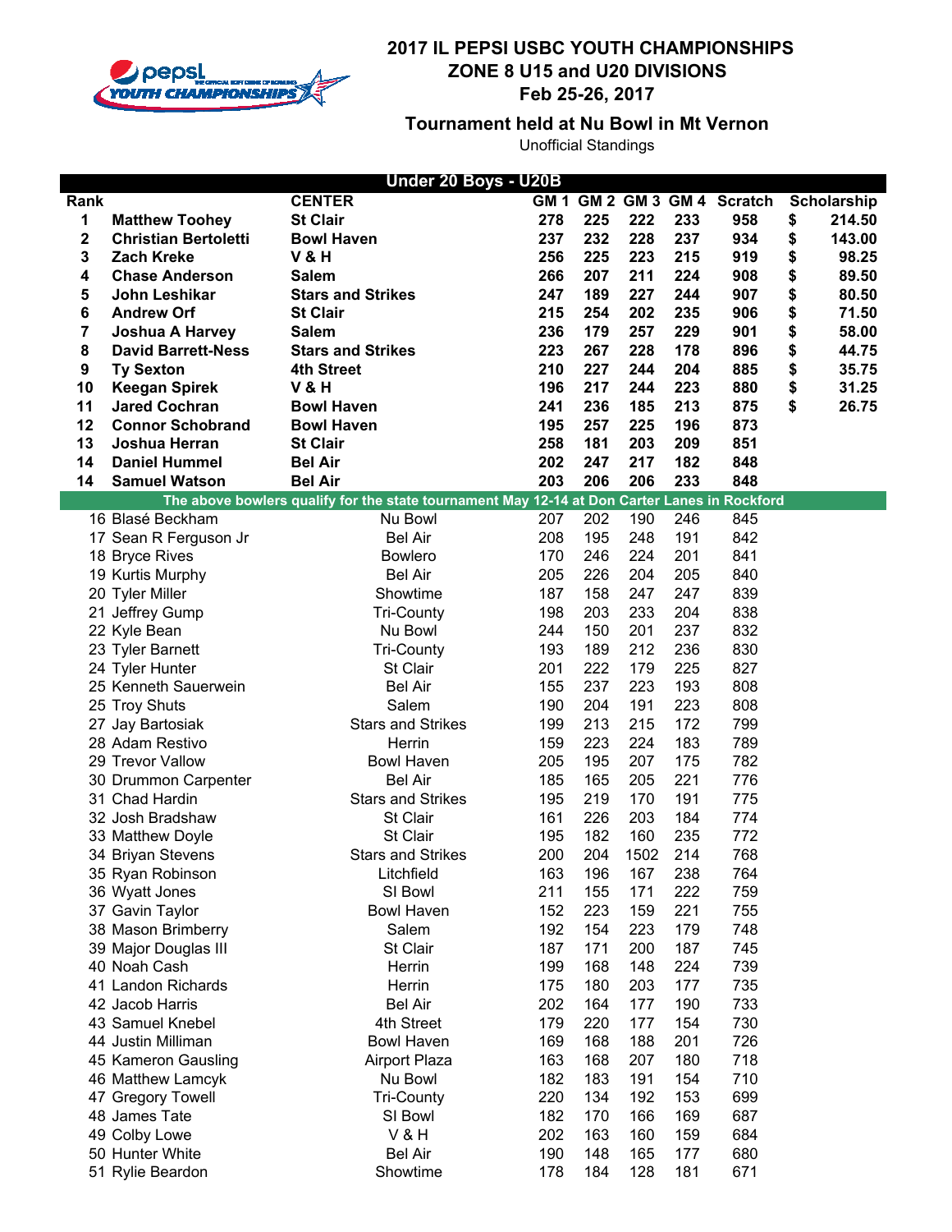# 2017 IL PEPSI USBC YOUTH CHAMPIONSHIPS
## ZONE 8 U15 and U20 DIVISIONS
## Feb 25-26, 2017

### Tournament held at Nu Bowl in Mt Vernon

Unofficial Standings

**Under 20 Boys - U20B**

| Rank | | CENTER | GM 1 | GM 2 | GM 3 | GM 4 | Scratch | Scholarship |
|---|---|---|---|---|---|---|---|---|
| **1** | **Matthew Toohey** | **St Clair** | **278** | **225** | **222** | **233** | **958** | **$ 214.50** |
| **2** | **Christian Bertoletti** | **Bowl Haven** | **237** | **232** | **228** | **237** | **934** | **$ 143.00** |
| **3** | **Zach Kreke** | **V & H** | **256** | **225** | **223** | **215** | **919** | **$ 98.25** |
| **4** | **Chase Anderson** | **Salem** | **266** | **207** | **211** | **224** | **908** | **$ 89.50** |
| **5** | **John Leshikar** | **Stars and Strikes** | **247** | **189** | **227** | **244** | **907** | **$ 80.50** |
| **6** | **Andrew Orf** | **St Clair** | **215** | **254** | **202** | **235** | **906** | **$ 71.50** |
| **7** | **Joshua A Harvey** | **Salem** | **236** | **179** | **257** | **229** | **901** | **$ 58.00** |
| **8** | **David Barrett-Ness** | **Stars and Strikes** | **223** | **267** | **228** | **178** | **896** | **$ 44.75** |
| **9** | **Ty Sexton** | **4th Street** | **210** | **227** | **244** | **204** | **885** | **$ 35.75** |
| **10** | **Keegan Spirek** | **V & H** | **196** | **217** | **244** | **223** | **880** | **$ 31.25** |
| **11** | **Jared Cochran** | **Bowl Haven** | **241** | **236** | **185** | **213** | **875** | **$ 26.75** |
| **12** | **Connor Schobrand** | **Bowl Haven** | **195** | **257** | **225** | **196** | **873** | |
| **13** | **Joshua Herran** | **St Clair** | **258** | **181** | **203** | **209** | **851** | |
| **14** | **Daniel Hummel** | **Bel Air** | **202** | **247** | **217** | **182** | **848** | |
| **14** | **Samuel Watson** | **Bel Air** | **203** | **206** | **206** | **233** | **848** | |
| **The above bowlers qualify for the state tournament May 12-14 at Don Carter Lanes in Rockford** | | | | | | | | |
| 16 | Blasé Beckham | Nu Bowl | 207 | 202 | 190 | 246 | 845 | |
| 17 | Sean R Ferguson Jr | Bel Air | 208 | 195 | 248 | 191 | 842 | |
| 18 | Bryce Rives | Bowlero | 170 | 246 | 224 | 201 | 841 | |
| 19 | Kurtis Murphy | Bel Air | 205 | 226 | 204 | 205 | 840 | |
| 20 | Tyler Miller | Showtime | 187 | 158 | 247 | 247 | 839 | |
| 21 | Jeffrey Gump | Tri-County | 198 | 203 | 233 | 204 | 838 | |
| 22 | Kyle Bean | Nu Bowl | 244 | 150 | 201 | 237 | 832 | |
| 23 | Tyler Barnett | Tri-County | 193 | 189 | 212 | 236 | 830 | |
| 24 | Tyler Hunter | St Clair | 201 | 222 | 179 | 225 | 827 | |
| 25 | Kenneth Sauerwein | Bel Air | 155 | 237 | 223 | 193 | 808 | |
| 25 | Troy Shuts | Salem | 190 | 204 | 191 | 223 | 808 | |
| 27 | Jay Bartosiak | Stars and Strikes | 199 | 213 | 215 | 172 | 799 | |
| 28 | Adam Restivo | Herrin | 159 | 223 | 224 | 183 | 789 | |
| 29 | Trevor Vallow | Bowl Haven | 205 | 195 | 207 | 175 | 782 | |
| 30 | Drummon Carpenter | Bel Air | 185 | 165 | 205 | 221 | 776 | |
| 31 | Chad Hardin | Stars and Strikes | 195 | 219 | 170 | 191 | 775 | |
| 32 | Josh Bradshaw | St Clair | 161 | 226 | 203 | 184 | 774 | |
| 33 | Matthew Doyle | St Clair | 195 | 182 | 160 | 235 | 772 | |
| 34 | Briyan Stevens | Stars and Strikes | 200 | 204 | 1502 | 214 | 768 | |
| 35 | Ryan Robinson | Litchfield | 163 | 196 | 167 | 238 | 764 | |
| 36 | Wyatt Jones | SI Bowl | 211 | 155 | 171 | 222 | 759 | |
| 37 | Gavin Taylor | Bowl Haven | 152 | 223 | 159 | 221 | 755 | |
| 38 | Mason Brimberry | Salem | 192 | 154 | 223 | 179 | 748 | |
| 39 | Major Douglas III | St Clair | 187 | 171 | 200 | 187 | 745 | |
| 40 | Noah Cash | Herrin | 199 | 168 | 148 | 224 | 739 | |
| 41 | Landon Richards | Herrin | 175 | 180 | 203 | 177 | 735 | |
| 42 | Jacob Harris | Bel Air | 202 | 164 | 177 | 190 | 733 | |
| 43 | Samuel Knebel | 4th Street | 179 | 220 | 177 | 154 | 730 | |
| 44 | Justin Milliman | Bowl Haven | 169 | 168 | 188 | 201 | 726 | |
| 45 | Kameron Gausling | Airport Plaza | 163 | 168 | 207 | 180 | 718 | |
| 46 | Matthew Lamcyk | Nu Bowl | 182 | 183 | 191 | 154 | 710 | |
| 47 | Gregory Towell | Tri-County | 220 | 134 | 192 | 153 | 699 | |
| 48 | James Tate | SI Bowl | 182 | 170 | 166 | 169 | 687 | |
| 49 | Colby Lowe | V & H | 202 | 163 | 160 | 159 | 684 | |
| 50 | Hunter White | Bel Air | 190 | 148 | 165 | 177 | 680 | |
| 51 | Rylie Beardon | Showtime | 178 | 184 | 128 | 181 | 671 | |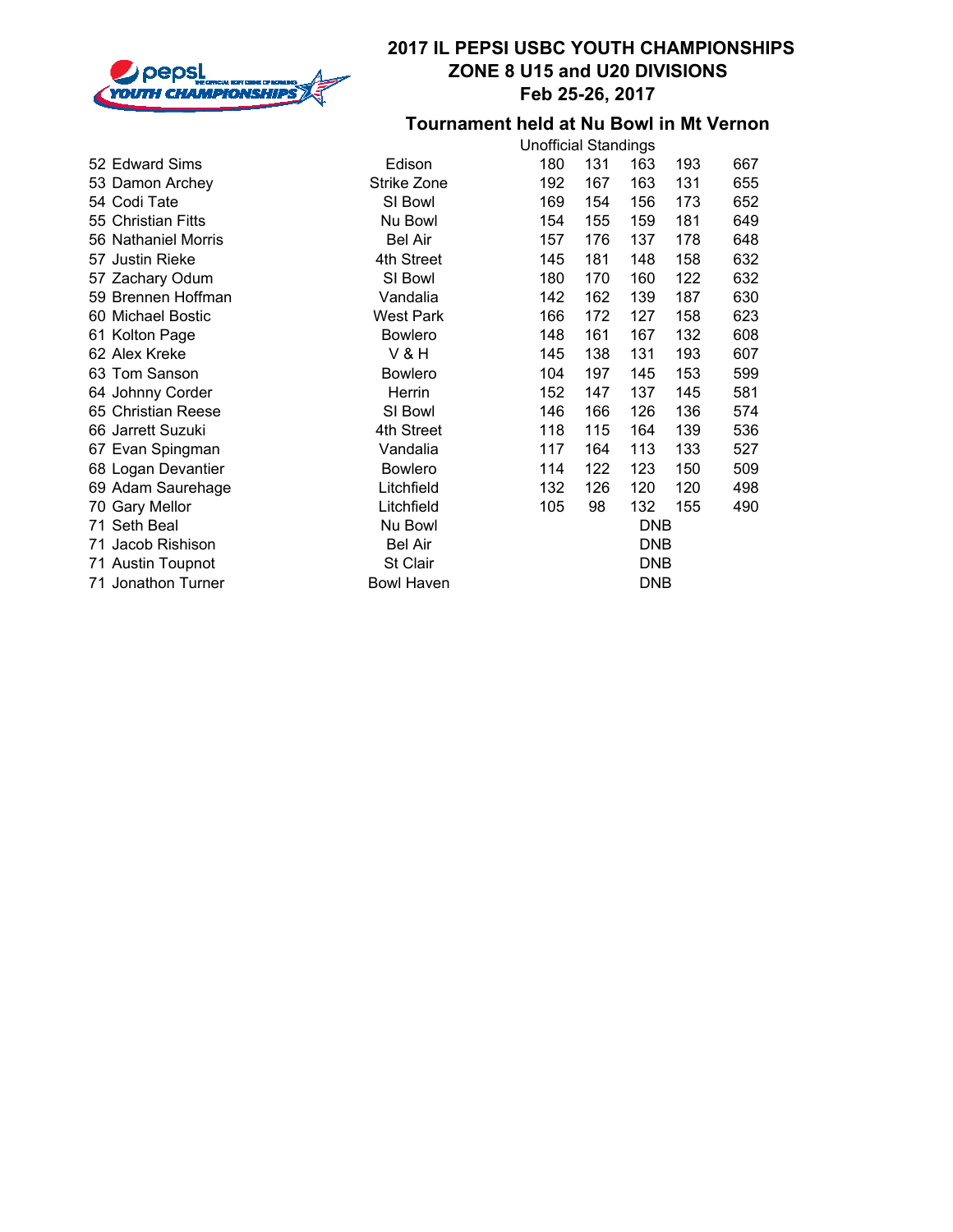# 2017 IL PEPSI USBC YOUTH CHAMPIONSHIPS
# ZONE 8 U15 and U20 DIVISIONS
# Feb 25-26, 2017

## Tournament held at Nu Bowl in Mt Vernon

Unofficial Standings

| | | | | | | | |
|---|---|---|---|---|---|---|---|
| 52 | Edward Sims | Edison | 180 | 131 | 163 | 193 | 667 |
| 53 | Damon Archey | Strike Zone | 192 | 167 | 163 | 131 | 655 |
| 54 | Codi Tate | SI Bowl | 169 | 154 | 156 | 173 | 652 |
| 55 | Christian Fitts | Nu Bowl | 154 | 155 | 159 | 181 | 649 |
| 56 | Nathaniel Morris | Bel Air | 157 | 176 | 137 | 178 | 648 |
| 57 | Justin Rieke | 4th Street | 145 | 181 | 148 | 158 | 632 |
| 57 | Zachary Odum | SI Bowl | 180 | 170 | 160 | 122 | 632 |
| 59 | Brennen Hoffman | Vandalia | 142 | 162 | 139 | 187 | 630 |
| 60 | Michael Bostic | West Park | 166 | 172 | 127 | 158 | 623 |
| 61 | Kolton Page | Bowlero | 148 | 161 | 167 | 132 | 608 |
| 62 | Alex Kreke | V & H | 145 | 138 | 131 | 193 | 607 |
| 63 | Tom Sanson | Bowlero | 104 | 197 | 145 | 153 | 599 |
| 64 | Johnny Corder | Herrin | 152 | 147 | 137 | 145 | 581 |
| 65 | Christian Reese | SI Bowl | 146 | 166 | 126 | 136 | 574 |
| 66 | Jarrett Suzuki | 4th Street | 118 | 115 | 164 | 139 | 536 |
| 67 | Evan Spingman | Vandalia | 117 | 164 | 113 | 133 | 527 |
| 68 | Logan Devantier | Bowlero | 114 | 122 | 123 | 150 | 509 |
| 69 | Adam Saurehage | Litchfield | 132 | 126 | 120 | 120 | 498 |
| 70 | Gary Mellor | Litchfield | 105 | 98 | 132 | 155 | 490 |
| 71 | Seth Beal | Nu Bowl | | | DNB | | |
| 71 | Jacob Rishison | Bel Air | | | DNB | | |
| 71 | Austin Toupnot | St Clair | | | DNB | | |
| 71 | Jonathon Turner | Bowl Haven | | | DNB | | |